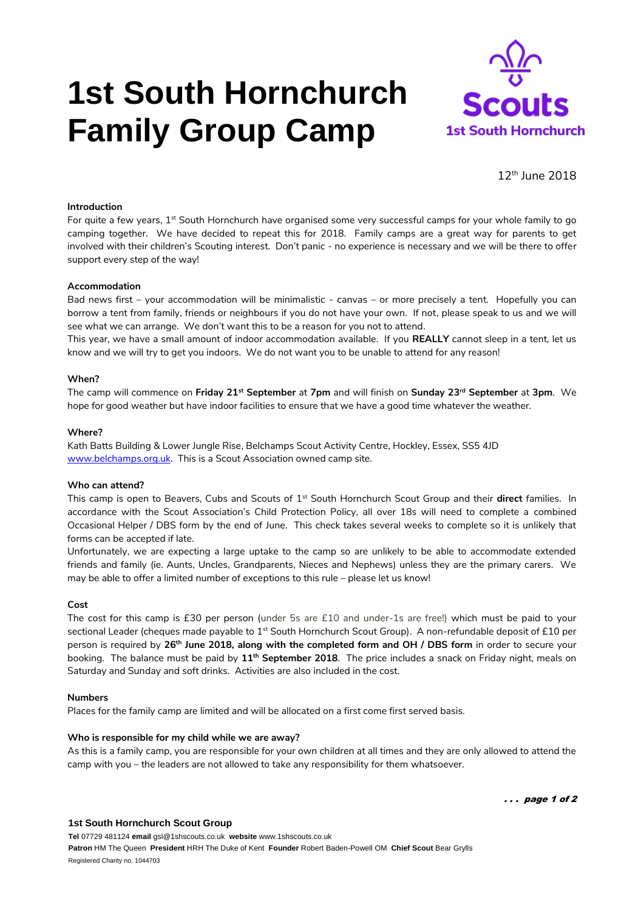# 1st South Hornchurch Family Group Camp

Scouts
1st South Hornchurch

12th June 2018

**Introduction**

For quite a few years, 1st South Hornchurch have organised some very successful camps for your whole family to go camping together. We have decided to repeat this for 2018. Family camps are a great way for parents to get involved with their children's Scouting interest. Don't panic - no experience is necessary and we will be there to offer support every step of the way!

**Accommodation**

Bad news first – your accommodation will be minimalistic - canvas – or more precisely a tent. Hopefully you can borrow a tent from family, friends or neighbours if you do not have your own. If not, please speak to us and we will see what we can arrange. We don't want this to be a reason for you not to attend.

This year, we have a small amount of indoor accommodation available. If you **REALLY** cannot sleep in a tent, let us know and we will try to get you indoors. We do not want you to be unable to attend for any reason!

**When?**

The camp will commence on **Friday 21st September** at **7pm** and will finish on **Sunday 23rd September** at **3pm**. We hope for good weather but have indoor facilities to ensure that we have a good time whatever the weather.

**Where?**

Kath Batts Building & Lower Jungle Rise, Belchamps Scout Activity Centre, Hockley, Essex, SS5 4JD
www.belchamps.org.uk. This is a Scout Association owned camp site.

**Who can attend?**

This camp is open to Beavers, Cubs and Scouts of 1st South Hornchurch Scout Group and their **direct** families. In accordance with the Scout Association's Child Protection Policy, all over 18s will need to complete a combined Occasional Helper / DBS form by the end of June. This check takes several weeks to complete so it is unlikely that forms can be accepted if late.

Unfortunately, we are expecting a large uptake to the camp so are unlikely to be able to accommodate extended friends and family (ie. Aunts, Uncles, Grandparents, Nieces and Nephews) unless they are the primary carers. We may be able to offer a limited number of exceptions to this rule – please let us know!

**Cost**

The cost for this camp is £30 per person (under 5s are £10 and under-1s are free!) which must be paid to your sectional Leader (cheques made payable to 1st South Hornchurch Scout Group). A non-refundable deposit of £10 per person is required by **26th June 2018, along with the completed form and OH / DBS form** in order to secure your booking. The balance must be paid by **11th September 2018**. The price includes a snack on Friday night, meals on Saturday and Sunday and soft drinks. Activities are also included in the cost.

**Numbers**

Places for the family camp are limited and will be allocated on a first come first served basis.

**Who is responsible for my child while we are away?**

As this is a family camp, you are responsible for your own children at all times and they are only allowed to attend the camp with you – the leaders are not allowed to take any responsibility for them whatsoever.

**1st South Hornchurch Scout Group**

**Tel** 07729 481124 **email** gsl@1shscouts.co.uk **website** www.1shscouts.co.uk
**Patron** HM The Queen **President** HRH The Duke of Kent **Founder** Robert Baden-Powell OM **Chief Scout** Bear Grylls
Registered Charity no. 1044703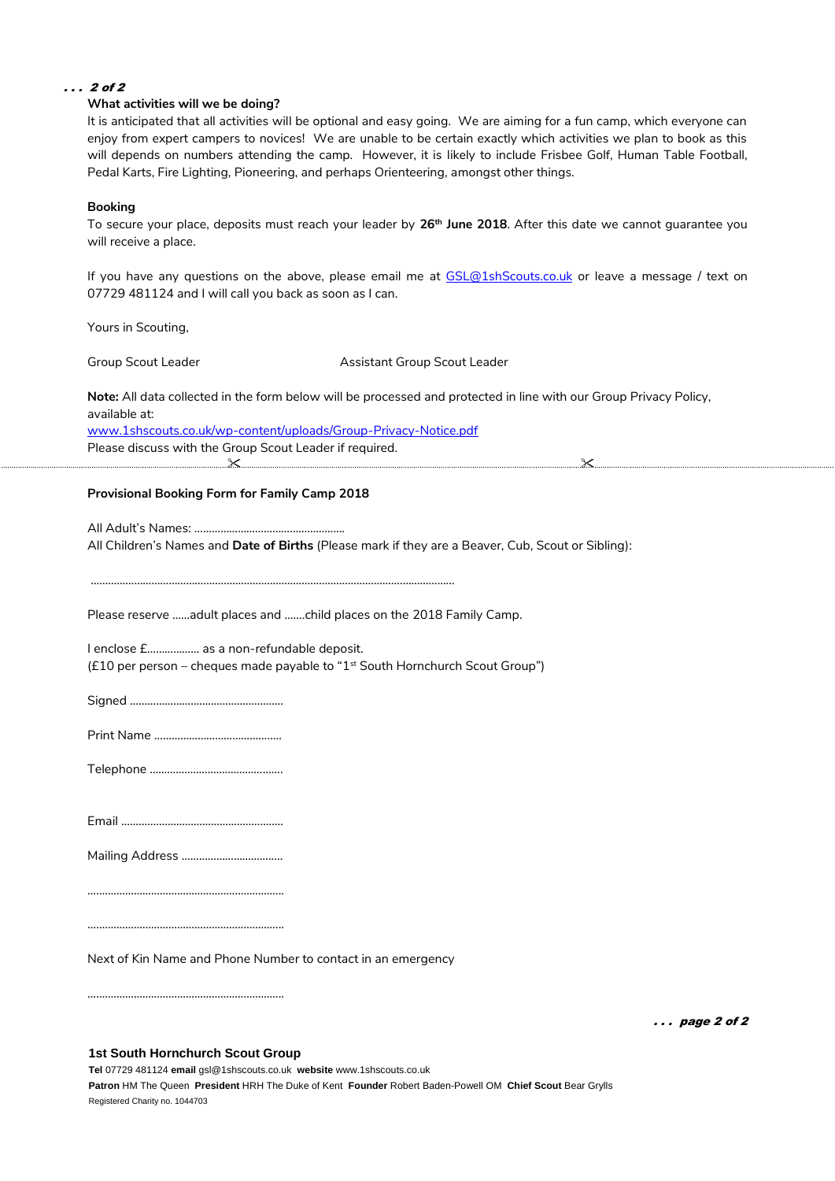**What activities will we be doing?**

It is anticipated that all activities will be optional and easy going. We are aiming for a fun camp, which everyone can enjoy from expert campers to novices! We are unable to be certain exactly which activities we plan to book as this will depends on numbers attending the camp. However, it is likely to include Frisbee Golf, Human Table Football, Pedal Karts, Fire Lighting, Pioneering, and perhaps Orienteering, amongst other things.

**Booking**

To secure your place, deposits must reach your leader by **26th June 2018**. After this date we cannot guarantee you will receive a place.

If you have any questions on the above, please email me at GSL@1shScouts.co.uk or leave a message / text on 07729 481124 and I will call you back as soon as I can.

Yours in Scouting,

Group Scout Leader                    Assistant Group Scout Leader

**Note:** All data collected in the form below will be processed and protected in line with our Group Privacy Policy, available at:
www.1shscouts.co.uk/wp-content/uploads/Group-Privacy-Notice.pdf
Please discuss with the Group Scout Leader if required.

✂ ---------------------------------------------------------------- ✂

**Provisional Booking Form for Family Camp 2018**

All Adult's Names: ...................................................

All Children's Names and **Date of Births** (Please mark if they are a Beaver, Cub, Scout or Sibling):

..............................................................................................................................

Please reserve ......adult places and .......child places on the 2018 Family Camp.

I enclose £................. as a non-refundable deposit.
(£10 per person – cheques made payable to "1st South Hornchurch Scout Group")

Signed ....................................................

Print Name ...........................................

Telephone .............................................

Email .......................................................

Mailing Address ..................................

...................................................................

...................................................................

Next of Kin Name and Phone Number to contact in an emergency

...................................................................

**1st South Hornchurch Scout Group**

**Tel** 07729 481124 **email** gsl@1shscouts.co.uk **website** www.1shscouts.co.uk

**Patron** HM The Queen **President** HRH The Duke of Kent **Founder** Robert Baden-Powell OM **Chief Scout** Bear Grylls

Registered Charity no. 1044703